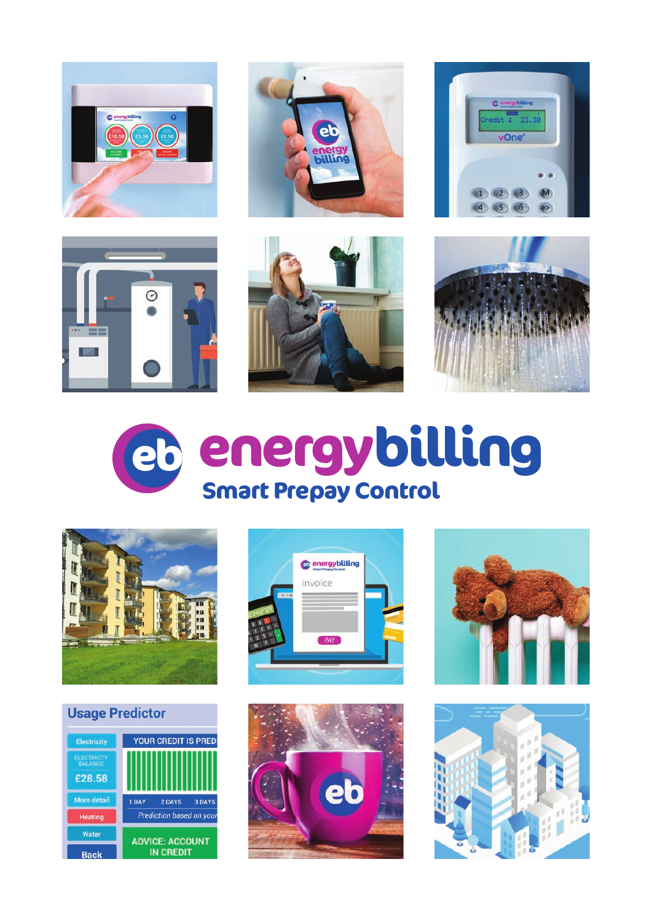# energybilling

## Smart Prepay Control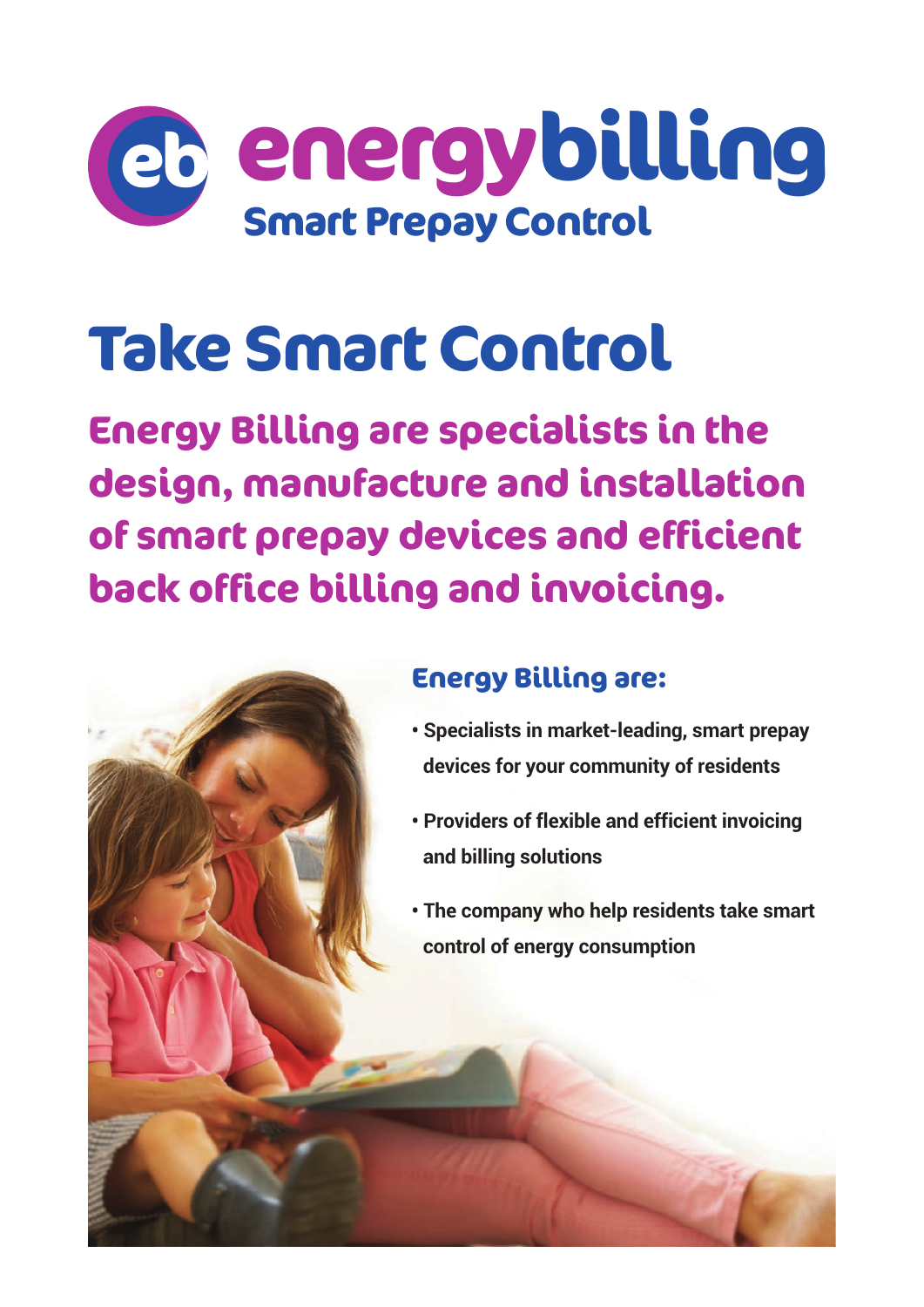energybilling

Smart Prepay Control

# Take Smart Control

## Energy Billing are specialists in the design, manufacture and installation of smart prepay devices and efficient back office billing and invoicing.

### Energy Billing are:

- **Specialists in market-leading, smart prepay devices for your community of residents**
- **Providers of flexible and efficient invoicing and billing solutions**
- **The company who help residents take smart control of energy consumption**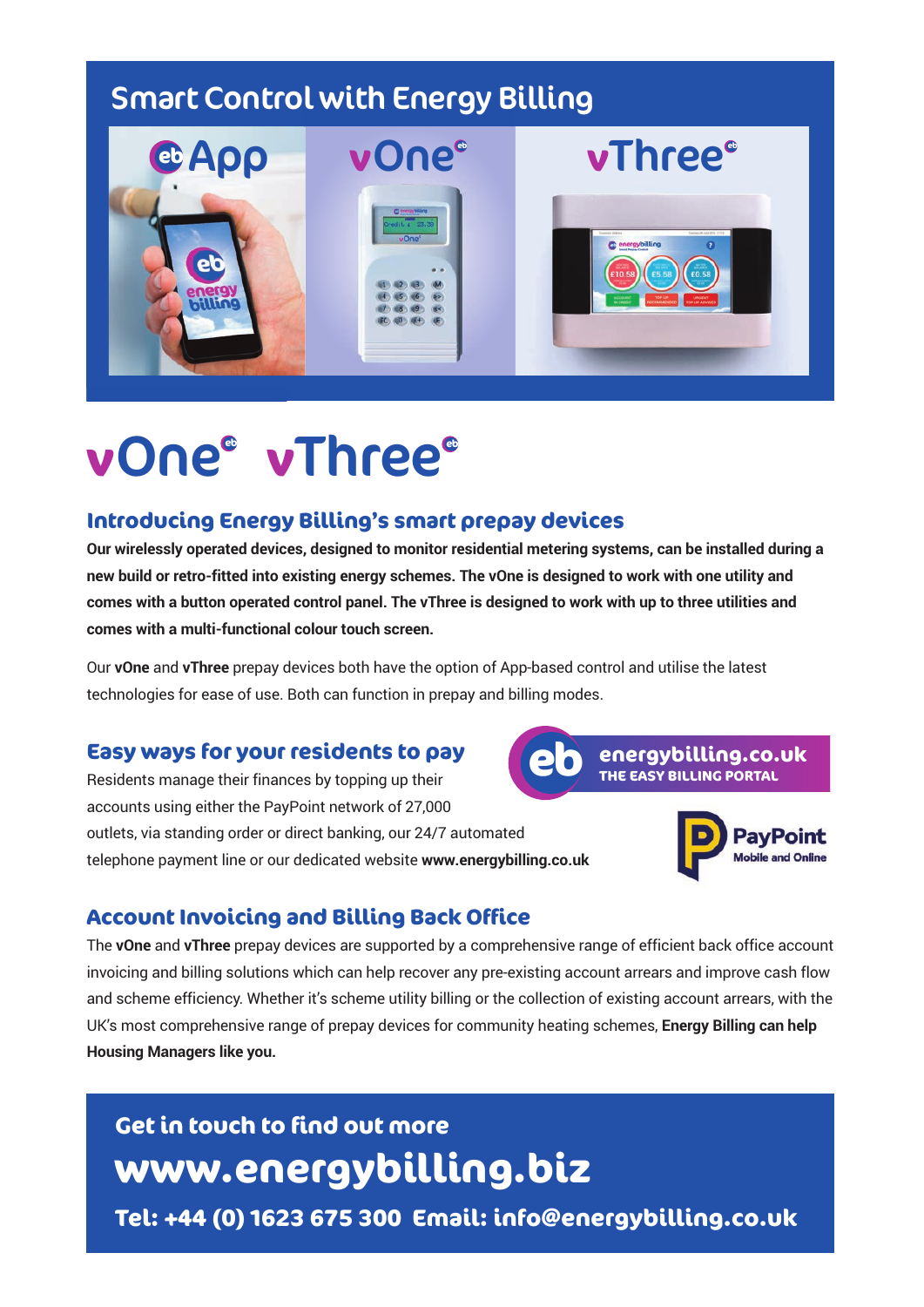## Smart Control with Energy Billing

eb App | vOne | vThree

# vOne vThree

### Introducing Energy Billing's smart prepay devices

**Our wirelessly operated devices, designed to monitor residential metering systems, can be installed during a new build or retro-fitted into existing energy schemes. The vOne is designed to work with one utility and comes with a button operated control panel. The vThree is designed to work with up to three utilities and comes with a multi-functional colour touch screen.**

Our **vOne** and **vThree** prepay devices both have the option of App-based control and utilise the latest technologies for ease of use. Both can function in prepay and billing modes.

### Easy ways for your residents to pay

Residents manage their finances by topping up their accounts using either the PayPoint network of 27,000 outlets, via standing order or direct banking, our 24/7 automated telephone payment line or our dedicated website **www.energybilling.co.uk**

energybilling.co.uk
THE EASY BILLING PORTAL

PayPoint
Mobile and Online

### Account Invoicing and Billing Back Office

The **vOne** and **vThree** prepay devices are supported by a comprehensive range of efficient back office account invoicing and billing solutions which can help recover any pre-existing account arrears and improve cash flow and scheme efficiency. Whether it's scheme utility billing or the collection of existing account arrears, with the UK's most comprehensive range of prepay devices for community heating schemes, **Energy Billing can help Housing Managers like you.**

**Get in touch to find out more**

**www.energybilling.biz**

**Tel: +44 (0) 1623 675 300 Email: info@energybilling.co.uk**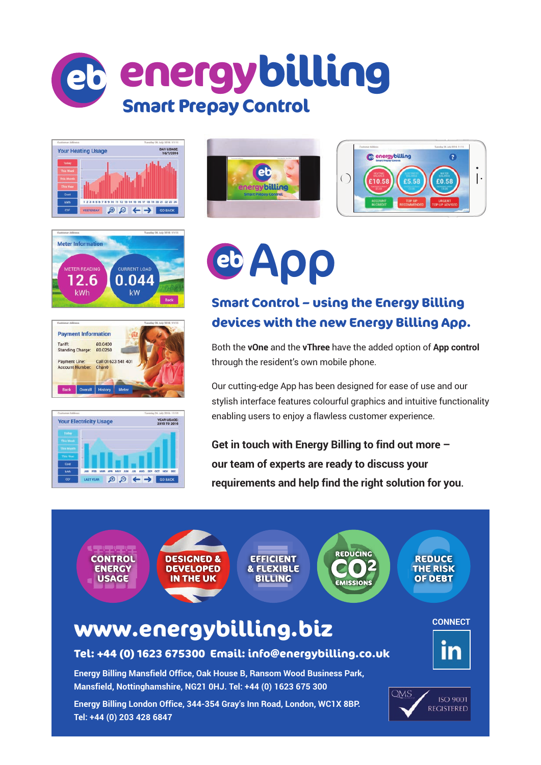# energybilling

## Smart Prepay Control

# App

## Smart Control – using the Energy Billing devices with the new Energy Billing App.

Both the **vOne** and the **vThree** have the added option of **App control** through the resident's own mobile phone.

Our cutting-edge App has been designed for ease of use and our stylish interface features colourful graphics and intuitive functionality enabling users to enjoy a flawless customer experience.

**Get in touch with Energy Billing to find out more – our team of experts are ready to discuss your requirements and help find the right solution for you.**

CONTROL ENERGY USAGE

DESIGNED & DEVELOPED IN THE UK

EFFICIENT & FLEXIBLE BILLING

REDUCING $CO_2$ EMISSIONS

REDUCE THE RISK OF DEBT

## www.energybilling.biz

**Tel: +44 (0) 1623 675300 Email: info@energybilling.co.uk**

**Energy Billing Mansfield Office, Oak House B, Ransom Wood Business Park, Mansfield, Nottinghamshire, NG21 0HJ. Tel: +44 (0) 1623 675 300**

**Energy Billing London Office, 344-354 Gray's Inn Road, London, WC1X 8BP. Tel: +44 (0) 203 428 6847**

CONNECT

QMS ISO 9001 REGISTERED